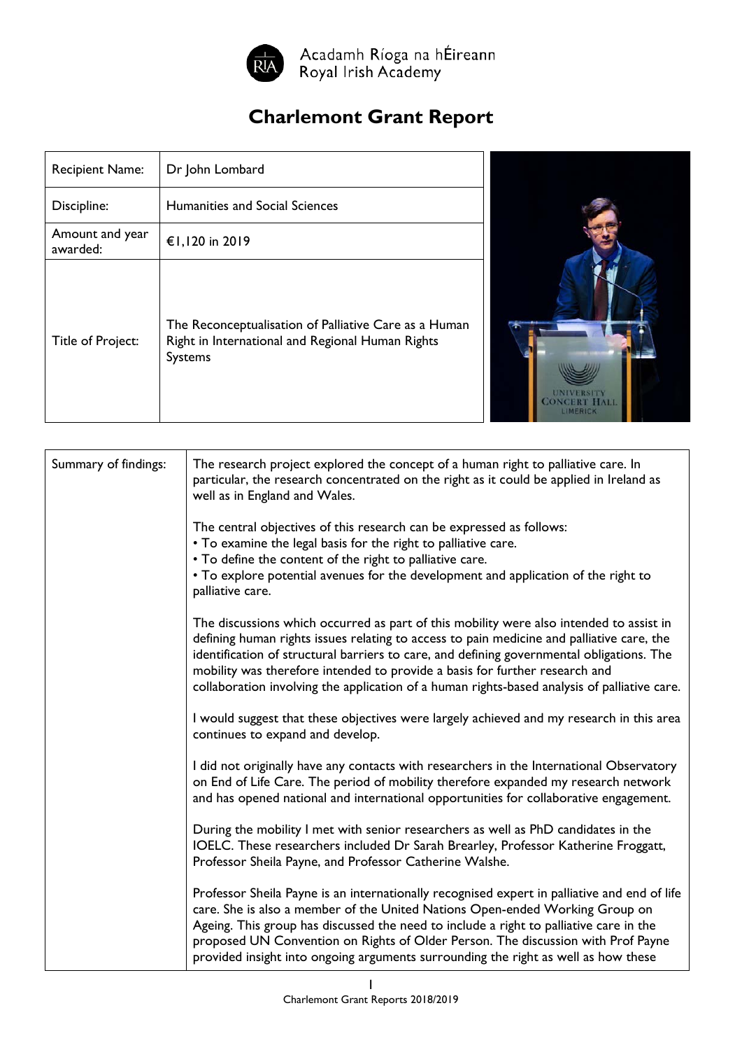Acadamh Ríoga na hÉireann
Royal Irish Academy

# Charlemont Grant Report

| Recipient Name: | Dr John Lombard |
|---|---|
| Discipline: | Humanities and Social Sciences |
| Amount and year awarded: | €1,120 in 2019 |
| Title of Project: | The Reconceptualisation of Palliative Care as a Human Right in International and Regional Human Rights Systems |

| Summary of findings: | The research project explored the concept of a human right to palliative care. In particular, the research concentrated on the right as it could be applied in Ireland as well as in England and Wales.<br><br>The central objectives of this research can be expressed as follows:<br>• To examine the legal basis for the right to palliative care.<br>• To define the content of the right to palliative care.<br>• To explore potential avenues for the development and application of the right to palliative care.<br><br>The discussions which occurred as part of this mobility were also intended to assist in defining human rights issues relating to access to pain medicine and palliative care, the identification of structural barriers to care, and defining governmental obligations. The mobility was therefore intended to provide a basis for further research and collaboration involving the application of a human rights-based analysis of palliative care.<br><br>I would suggest that these objectives were largely achieved and my research in this area continues to expand and develop.<br><br>I did not originally have any contacts with researchers in the International Observatory on End of Life Care. The period of mobility therefore expanded my research network and has opened national and international opportunities for collaborative engagement.<br><br>During the mobility I met with senior researchers as well as PhD candidates in the IOELC. These researchers included Dr Sarah Brearley, Professor Katherine Froggatt, Professor Sheila Payne, and Professor Catherine Walshe.<br><br>Professor Sheila Payne is an internationally recognised expert in palliative and end of life care. She is also a member of the United Nations Open-ended Working Group on Ageing. This group has discussed the need to include a right to palliative care in the proposed UN Convention on Rights of Older Person. The discussion with Prof Payne provided insight into ongoing arguments surrounding the right as well as how these |
|---|---|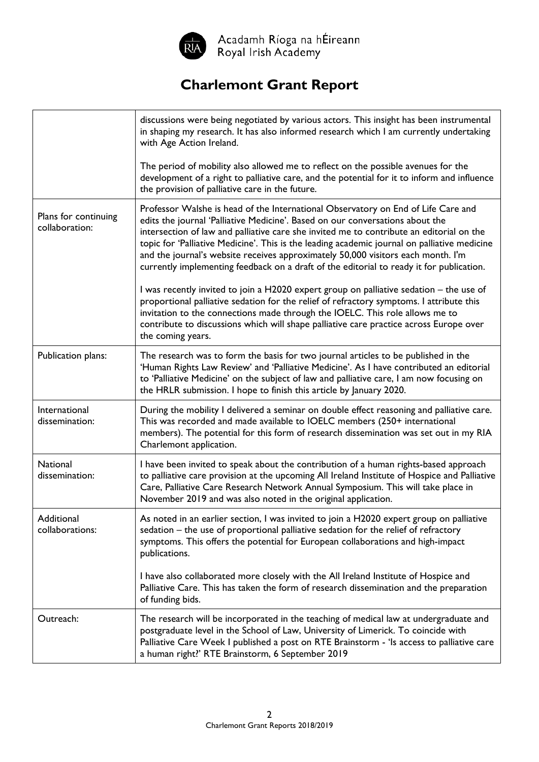# Charlemont Grant Report

| | |
|---|---|
| | discussions were being negotiated by various actors. This insight has been instrumental in shaping my research. It has also informed research which I am currently undertaking with Age Action Ireland.<br><br>The period of mobility also allowed me to reflect on the possible avenues for the development of a right to palliative care, and the potential for it to inform and influence the provision of palliative care in the future. |
| Plans for continuing collaboration: | Professor Walshe is head of the International Observatory on End of Life Care and edits the journal 'Palliative Medicine'. Based on our conversations about the intersection of law and palliative care she invited me to contribute an editorial on the topic for 'Palliative Medicine'. This is the leading academic journal on palliative medicine and the journal's website receives approximately 50,000 visitors each month. I'm currently implementing feedback on a draft of the editorial to ready it for publication.<br><br>I was recently invited to join a H2020 expert group on palliative sedation – the use of proportional palliative sedation for the relief of refractory symptoms. I attribute this invitation to the connections made through the IOELC. This role allows me to contribute to discussions which will shape palliative care practice across Europe over the coming years. |
| Publication plans: | The research was to form the basis for two journal articles to be published in the 'Human Rights Law Review' and 'Palliative Medicine'. As I have contributed an editorial to 'Palliative Medicine' on the subject of law and palliative care, I am now focusing on the HRLR submission. I hope to finish this article by January 2020. |
| International dissemination: | During the mobility I delivered a seminar on double effect reasoning and palliative care. This was recorded and made available to IOELC members (250+ international members). The potential for this form of research dissemination was set out in my RIA Charlemont application. |
| National dissemination: | I have been invited to speak about the contribution of a human rights-based approach to palliative care provision at the upcoming All Ireland Institute of Hospice and Palliative Care, Palliative Care Research Network Annual Symposium. This will take place in November 2019 and was also noted in the original application. |
| Additional collaborations: | As noted in an earlier section, I was invited to join a H2020 expert group on palliative sedation – the use of proportional palliative sedation for the relief of refractory symptoms. This offers the potential for European collaborations and high-impact publications.<br><br>I have also collaborated more closely with the All Ireland Institute of Hospice and Palliative Care. This has taken the form of research dissemination and the preparation of funding bids. |
| Outreach: | The research will be incorporated in the teaching of medical law at undergraduate and postgraduate level in the School of Law, University of Limerick. To coincide with Palliative Care Week I published a post on RTE Brainstorm - 'Is access to palliative care a human right?' RTE Brainstorm, 6 September 2019 |